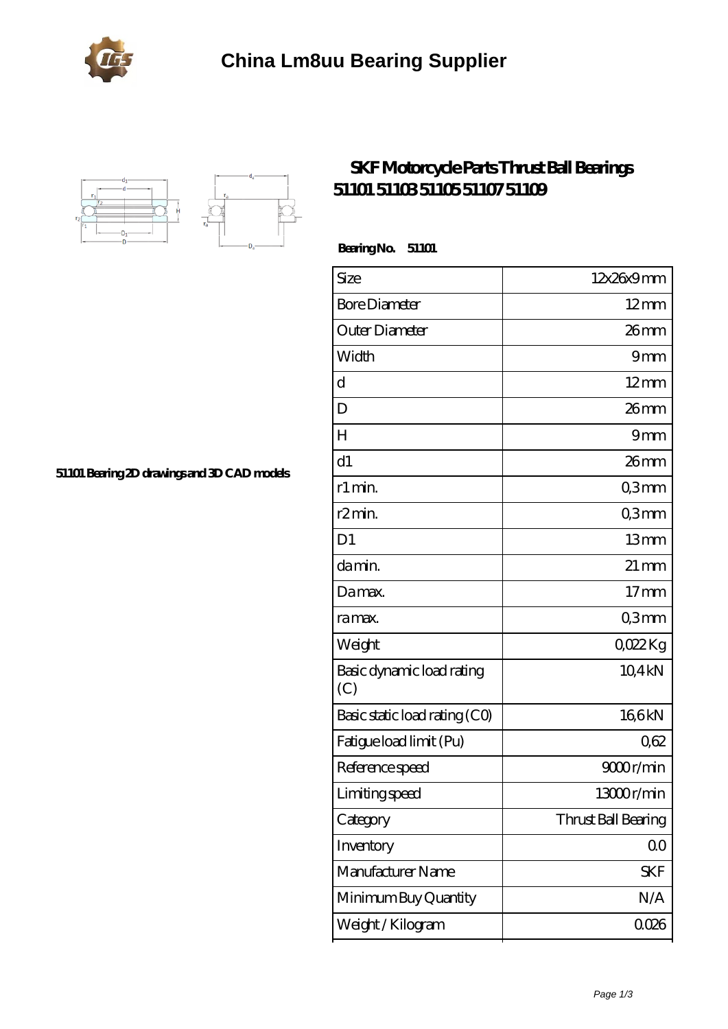# China Lm8uu Bearing Supplier

## SKF Motorcycle Parts Thrust Ball Bearings 51101 51103 51105 51107 51109

51101 Bearing 2D drawings and 3D CAD models

**Bearing No. 51101**

| Size | 12x26x9 mm |
|---|---|
| Bore Diameter | 12 mm |
| Outer Diameter | 26 mm |
| Width | 9 mm |
| d | 12 mm |
| D | 26 mm |
| H | 9 mm |
| d1 | 26 mm |
| r1 min. | 0,3 mm |
| r2 min. | 0,3 mm |
| D1 | 13 mm |
| da min. | 21 mm |
| Da max. | 17 mm |
| ra max. | 0,3 mm |
| Weight | 0,022 Kg |
| Basic dynamic load rating (C) | 10,4 kN |
| Basic static load rating (C0) | 16,6 kN |
| Fatigue load limit (Pu) | 0,62 |
| Reference speed | 9000 r/min |
| Limiting speed | 13000 r/min |
| Category | Thrust Ball Bearing |
| Inventory | 0.0 |
| Manufacturer Name | SKF |
| Minimum Buy Quantity | N/A |
| Weight / Kilogram | 0.026 |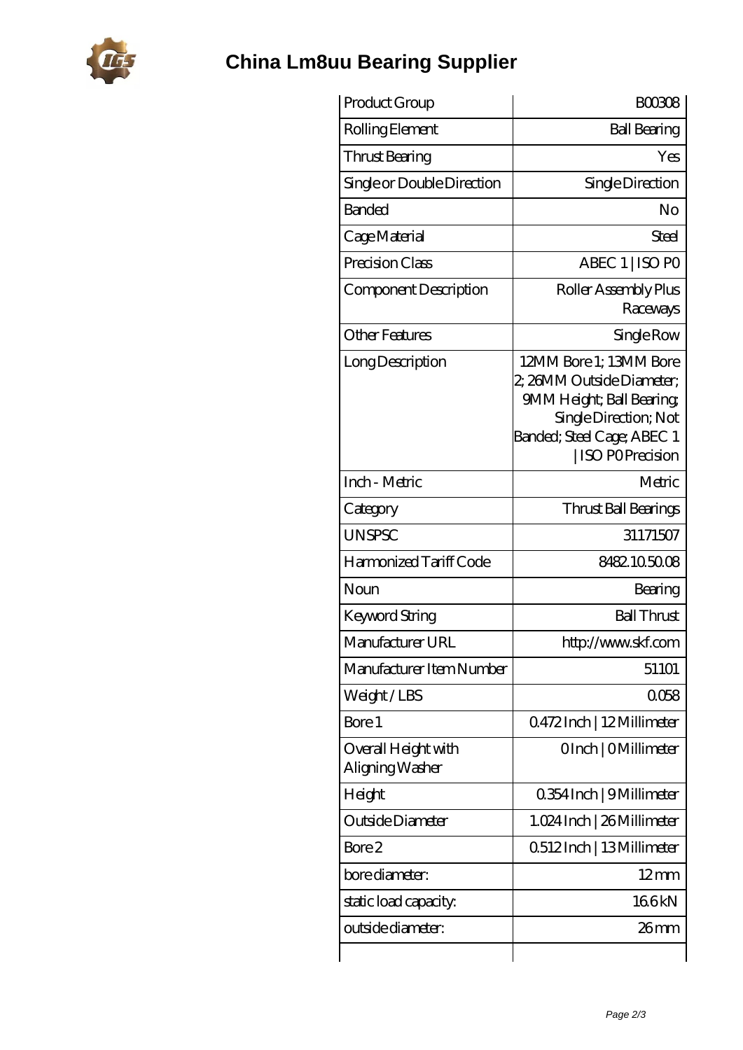# China Lm8uu Bearing Supplier

| Product Group | B00308 |
|---|---|
| Rolling Element | Ball Bearing |
| Thrust Bearing | Yes |
| Single or Double Direction | Single Direction |
| Banded | No |
| Cage Material | Steel |
| Precision Class | ABEC 1 \| ISO P0 |
| Component Description | Roller Assembly Plus Raceways |
| Other Features | Single Row |
| Long Description | 12MM Bore 1; 13MM Bore 2; 26MM Outside Diameter; 9MM Height; Ball Bearing; Single Direction; Not Banded; Steel Cage; ABEC 1 \| ISO P0 Precision |
| Inch - Metric | Metric |
| Category | Thrust Ball Bearings |
| UNSPSC | 31171507 |
| Harmonized Tariff Code | 8482.10.50.08 |
| Noun | Bearing |
| Keyword String | Ball Thrust |
| Manufacturer URL | http://www.skf.com |
| Manufacturer Item Number | 51101 |
| Weight / LBS | 0.058 |
| Bore 1 | 0.472 Inch \| 12 Millimeter |
| Overall Height with Aligning Washer | 0 Inch \| 0 Millimeter |
| Height | 0.354 Inch \| 9 Millimeter |
| Outside Diameter | 1.024 Inch \| 26 Millimeter |
| Bore 2 | 0.512 Inch \| 13 Millimeter |
| bore diameter: | 12 mm |
| static load capacity: | 16.6 kN |
| outside diameter: | 26 mm |
| | |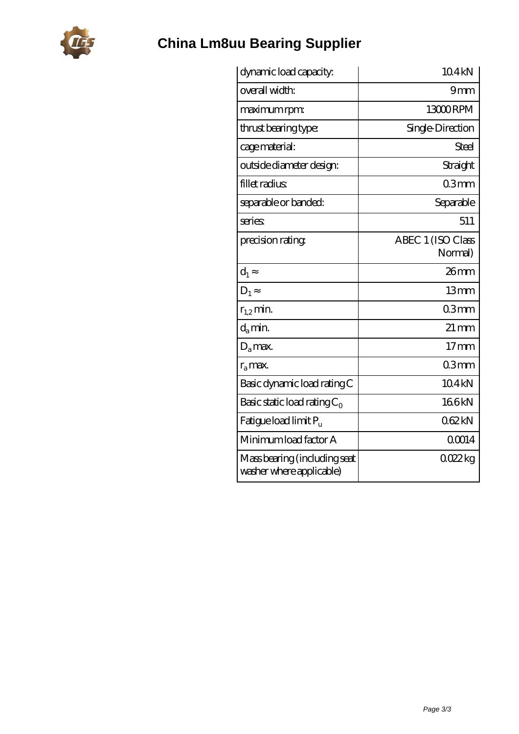# China Lm8uu Bearing Supplier

| | |
|---|---|
| dynamic load capacity: | 10.4 kN |
| overall width: | 9 mm |
| maximum rpm: | 13000 RPM |
| thrust bearing type: | Single-Direction |
| cage material: | Steel |
| outside diameter design: | Straight |
| fillet radius: | 0.3 mm |
| separable or banded: | Separable |
| series: | 511 |
| precision rating: | ABEC 1 (ISO Class Normal) |
| $d_1 \approx$ | 26 mm |
| $D_1 \approx$ | 13 mm |
| $r_{1,2}$ min. | 0.3 mm |
| $d_a$ min. | 21 mm |
| $D_a$ max. | 17 mm |
| $r_a$ max. | 0.3 mm |
| Basic dynamic load rating C | 10.4 kN |
| Basic static load rating $C_0$ | 16.6 kN |
| Fatigue load limit $P_u$ | 0.62 kN |
| Minimum load factor A | 0.0014 |
| Mass bearing (including seat washer where applicable) | 0.022 kg |